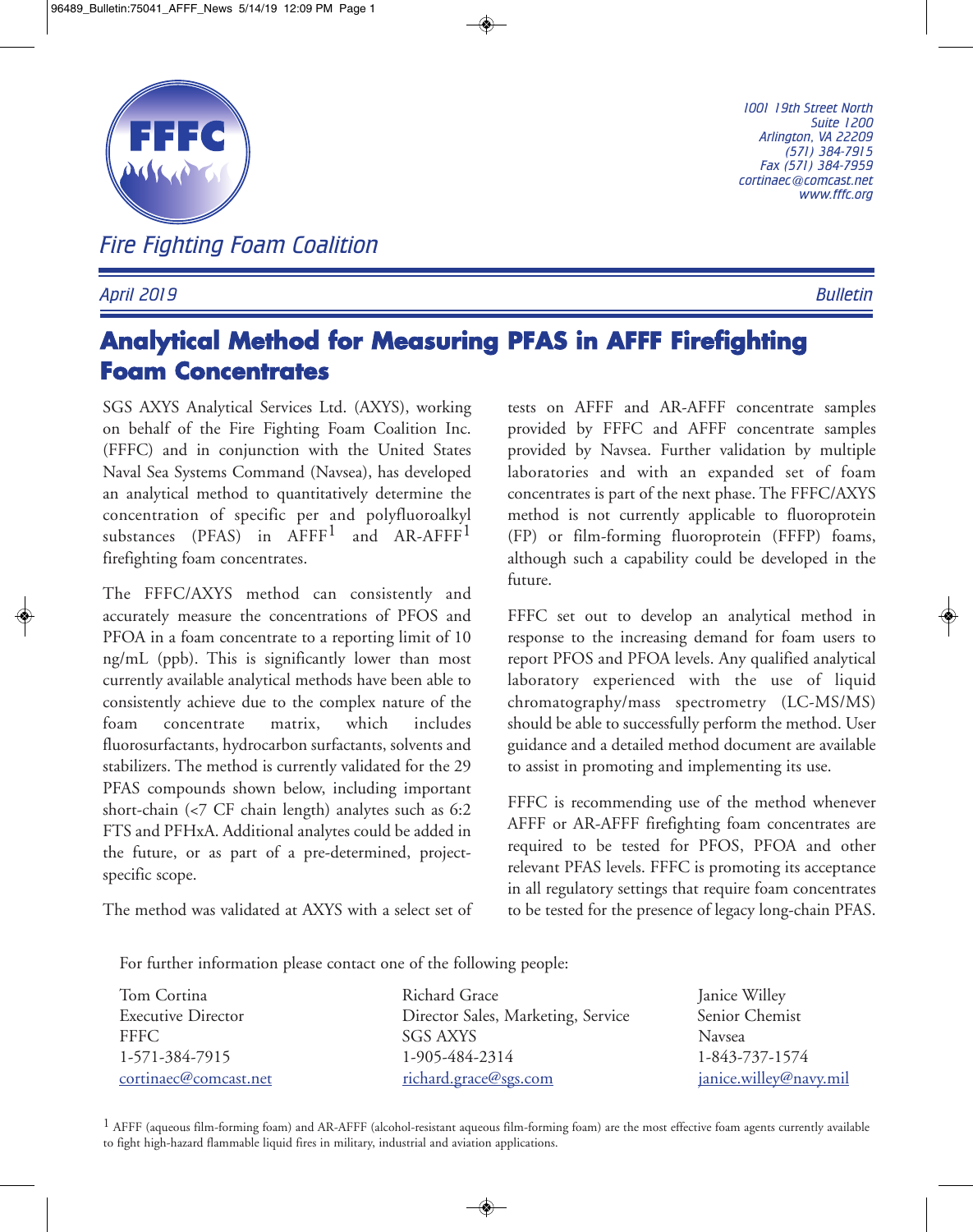Fire Fighting Foam Coalition

1001 19th Street North
Suite 1200
Arlington, VA 22209
(571) 384-7915
Fax (571) 384-7959
cortinaec@comcast.net
www.fffc.org

*April 2019* *Bulletin*

# Analytical Method for Measuring PFAS in AFFF Firefighting Foam Concentrates

SGS AXYS Analytical Services Ltd. (AXYS), working on behalf of the Fire Fighting Foam Coalition Inc. (FFFC) and in conjunction with the United States Naval Sea Systems Command (Navsea), has developed an analytical method to quantitatively determine the concentration of specific per and polyfluoroalkyl substances (PFAS) in AFFF[1] and AR-AFFF[1] firefighting foam concentrates.

The FFFC/AXYS method can consistently and accurately measure the concentrations of PFOS and PFOA in a foam concentrate to a reporting limit of 10 ng/mL (ppb). This is significantly lower than most currently available analytical methods have been able to consistently achieve due to the complex nature of the foam concentrate matrix, which includes fluorosurfactants, hydrocarbon surfactants, solvents and stabilizers. The method is currently validated for the 29 PFAS compounds shown below, including important short-chain (<7 CF chain length) analytes such as 6:2 FTS and PFHxA. Additional analytes could be added in the future, or as part of a pre-determined, project-specific scope.

The method was validated at AXYS with a select set of tests on AFFF and AR-AFFF concentrate samples provided by FFFC and AFFF concentrate samples provided by Navsea. Further validation by multiple laboratories and with an expanded set of foam concentrates is part of the next phase. The FFFC/AXYS method is not currently applicable to fluoroprotein (FP) or film-forming fluoroprotein (FFFP) foams, although such a capability could be developed in the future.

FFFC set out to develop an analytical method in response to the increasing demand for foam users to report PFOS and PFOA levels. Any qualified analytical laboratory experienced with the use of liquid chromatography/mass spectrometry (LC-MS/MS) should be able to successfully perform the method. User guidance and a detailed method document are available to assist in promoting and implementing its use.

FFFC is recommending use of the method whenever AFFF or AR-AFFF firefighting foam concentrates are required to be tested for PFOS, PFOA and other relevant PFAS levels. FFFC is promoting its acceptance in all regulatory settings that require foam concentrates to be tested for the presence of legacy long-chain PFAS.

For further information please contact one of the following people:

| Tom Cortina | Richard Grace | Janice Willey |
|---|---|---|
| Executive Director | Director Sales, Marketing, Service | Senior Chemist |
| FFFC | SGS AXYS | Navsea |
| 1-571-384-7915 | 1-905-484-2314 | 1-843-737-1574 |
| cortinaec@comcast.net | richard.grace@sgs.com | janice.willey@navy.mil |

[1] AFFF (aqueous film-forming foam) and AR-AFFF (alcohol-resistant aqueous film-forming foam) are the most effective foam agents currently available to fight high-hazard flammable liquid fires in military, industrial and aviation applications.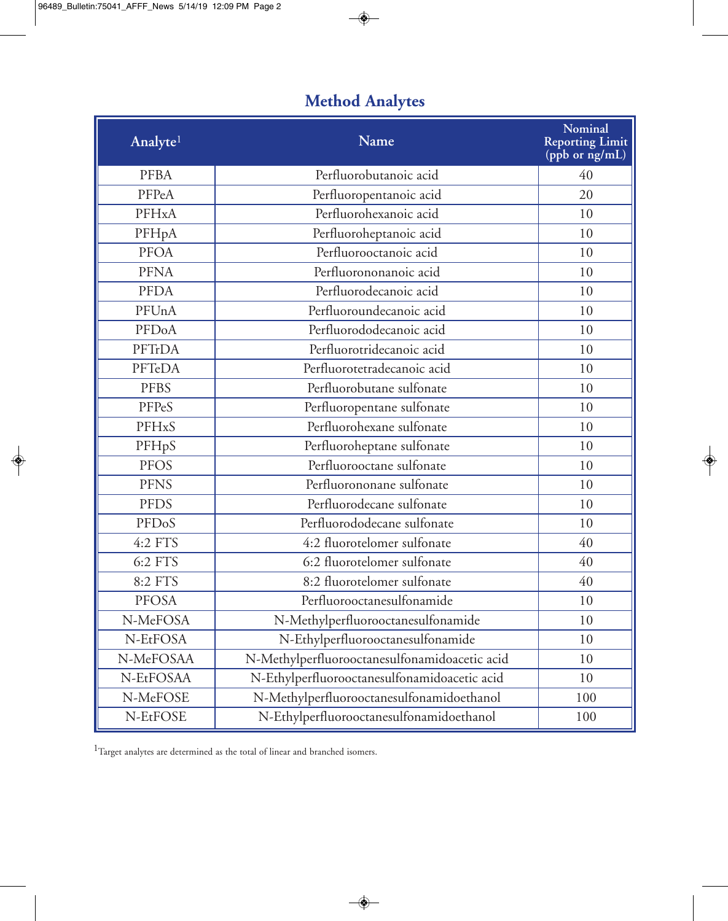## Method Analytes

| Analyte[1] | Name | Nominal Reporting Limit (ppb or ng/mL) |
|---|---|---|
| PFBA | Perfluorobutanoic acid | 40 |
| PFPeA | Perfluoropentanoic acid | 20 |
| PFHxA | Perfluorohexanoic acid | 10 |
| PFHpA | Perfluoroheptanoic acid | 10 |
| PFOA | Perfluorooctanoic acid | 10 |
| PFNA | Perfluorononanoic acid | 10 |
| PFDA | Perfluorodecanoic acid | 10 |
| PFUnA | Perfluoroundecanoic acid | 10 |
| PFDoA | Perfluorododecanoic acid | 10 |
| PFTrDA | Perfluorotridecanoic acid | 10 |
| PFTeDA | Perfluorotetradecanoic acid | 10 |
| PFBS | Perfluorobutane sulfonate | 10 |
| PFPeS | Perfluoropentane sulfonate | 10 |
| PFHxS | Perfluorohexane sulfonate | 10 |
| PFHpS | Perfluoroheptane sulfonate | 10 |
| PFOS | Perfluorooctane sulfonate | 10 |
| PFNS | Perfluorononane sulfonate | 10 |
| PFDS | Perfluorodecane sulfonate | 10 |
| PFDoS | Perfluorododecane sulfonate | 10 |
| 4:2 FTS | 4:2 fluorotelomer sulfonate | 40 |
| 6:2 FTS | 6:2 fluorotelomer sulfonate | 40 |
| 8:2 FTS | 8:2 fluorotelomer sulfonate | 40 |
| PFOSA | Perfluorooctanesulfonamide | 10 |
| N-MeFOSA | N-Methylperfluorooctanesulfonamide | 10 |
| N-EtFOSA | N-Ethylperfluorooctanesulfonamide | 10 |
| N-MeFOSAA | N-Methylperfluorooctanesulfonamidoacetic acid | 10 |
| N-EtFOSAA | N-Ethylperfluorooctanesulfonamidoacetic acid | 10 |
| N-MeFOSE | N-Methylperfluorooctanesulfonamidoethanol | 100 |
| N-EtFOSE | N-Ethylperfluorooctanesulfonamidoethanol | 100 |

[1]Target analytes are determined as the total of linear and branched isomers.